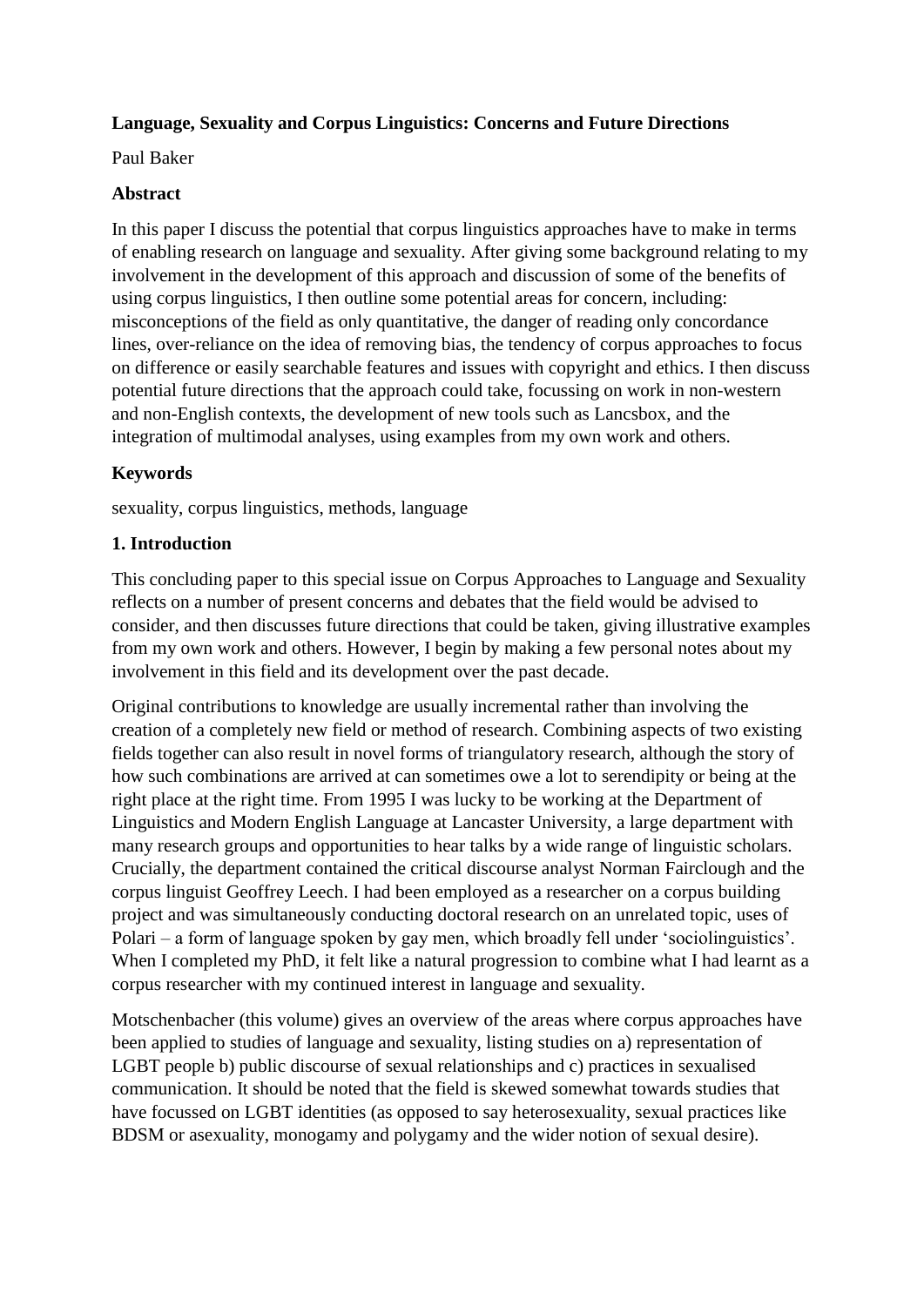# Language, Sexuality and Corpus Linguistics: Concerns and Future Directions

Paul Baker

## Abstract

In this paper I discuss the potential that corpus linguistics approaches have to make in terms of enabling research on language and sexuality. After giving some background relating to my involvement in the development of this approach and discussion of some of the benefits of using corpus linguistics, I then outline some potential areas for concern, including: misconceptions of the field as only quantitative, the danger of reading only concordance lines, over-reliance on the idea of removing bias, the tendency of corpus approaches to focus on difference or easily searchable features and issues with copyright and ethics. I then discuss potential future directions that the approach could take, focussing on work in non-western and non-English contexts, the development of new tools such as Lancsbox, and the integration of multimodal analyses, using examples from my own work and others.

## Keywords

sexuality, corpus linguistics, methods, language

## 1. Introduction

This concluding paper to this special issue on Corpus Approaches to Language and Sexuality reflects on a number of present concerns and debates that the field would be advised to consider, and then discusses future directions that could be taken, giving illustrative examples from my own work and others. However, I begin by making a few personal notes about my involvement in this field and its development over the past decade.

Original contributions to knowledge are usually incremental rather than involving the creation of a completely new field or method of research. Combining aspects of two existing fields together can also result in novel forms of triangulatory research, although the story of how such combinations are arrived at can sometimes owe a lot to serendipity or being at the right place at the right time. From 1995 I was lucky to be working at the Department of Linguistics and Modern English Language at Lancaster University, a large department with many research groups and opportunities to hear talks by a wide range of linguistic scholars. Crucially, the department contained the critical discourse analyst Norman Fairclough and the corpus linguist Geoffrey Leech. I had been employed as a researcher on a corpus building project and was simultaneously conducting doctoral research on an unrelated topic, uses of Polari – a form of language spoken by gay men, which broadly fell under 'sociolinguistics'. When I completed my PhD, it felt like a natural progression to combine what I had learnt as a corpus researcher with my continued interest in language and sexuality.

Motschenbacher (this volume) gives an overview of the areas where corpus approaches have been applied to studies of language and sexuality, listing studies on a) representation of LGBT people b) public discourse of sexual relationships and c) practices in sexualised communication. It should be noted that the field is skewed somewhat towards studies that have focussed on LGBT identities (as opposed to say heterosexuality, sexual practices like BDSM or asexuality, monogamy and polygamy and the wider notion of sexual desire).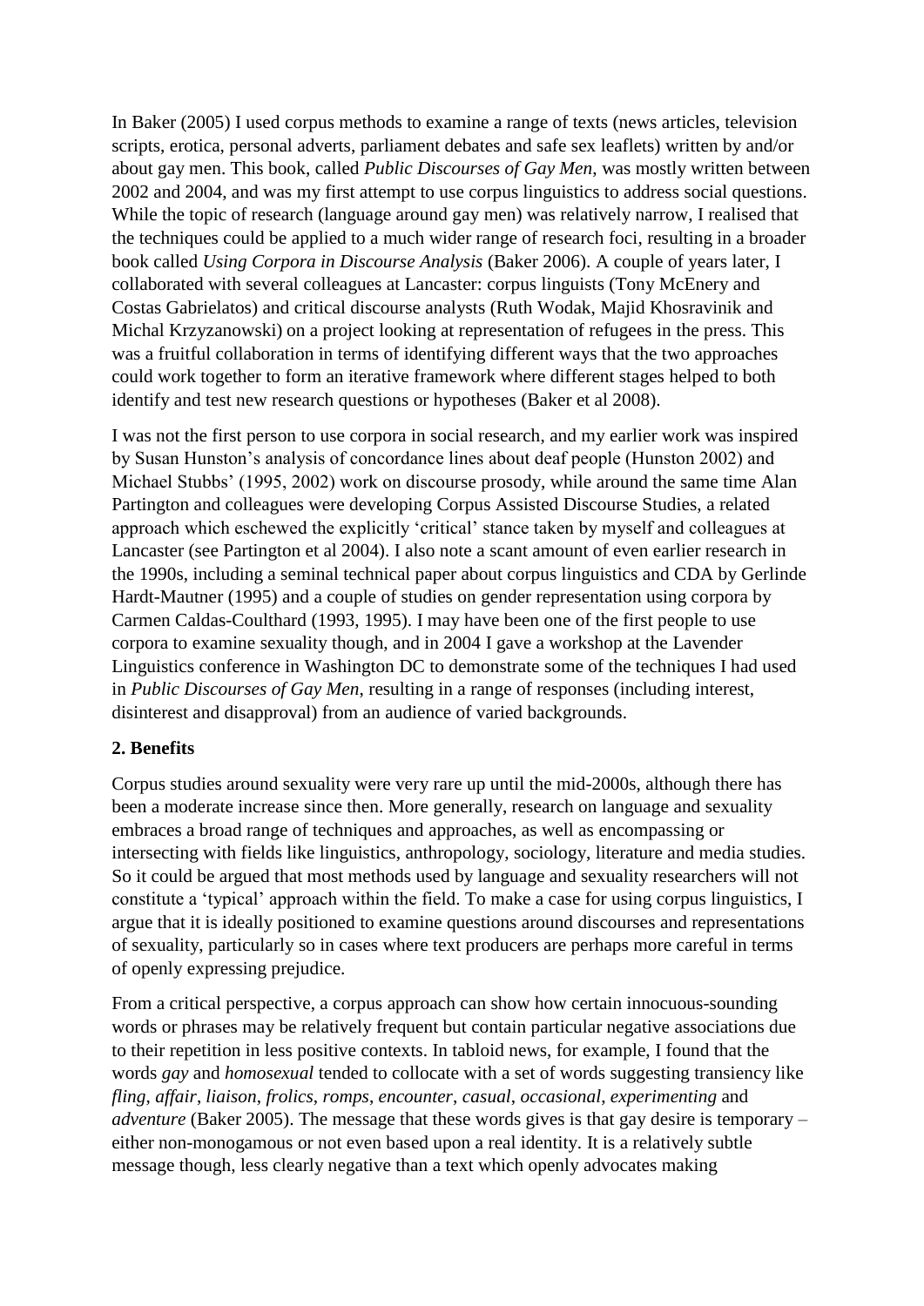In Baker (2005) I used corpus methods to examine a range of texts (news articles, television scripts, erotica, personal adverts, parliament debates and safe sex leaflets) written by and/or about gay men. This book, called *Public Discourses of Gay Men*, was mostly written between 2002 and 2004, and was my first attempt to use corpus linguistics to address social questions. While the topic of research (language around gay men) was relatively narrow, I realised that the techniques could be applied to a much wider range of research foci, resulting in a broader book called *Using Corpora in Discourse Analysis* (Baker 2006). A couple of years later, I collaborated with several colleagues at Lancaster: corpus linguists (Tony McEnery and Costas Gabrielatos) and critical discourse analysts (Ruth Wodak, Majid Khosravinik and Michal Krzyzanowski) on a project looking at representation of refugees in the press. This was a fruitful collaboration in terms of identifying different ways that the two approaches could work together to form an iterative framework where different stages helped to both identify and test new research questions or hypotheses (Baker et al 2008).

I was not the first person to use corpora in social research, and my earlier work was inspired by Susan Hunston's analysis of concordance lines about deaf people (Hunston 2002) and Michael Stubbs' (1995, 2002) work on discourse prosody, while around the same time Alan Partington and colleagues were developing Corpus Assisted Discourse Studies, a related approach which eschewed the explicitly 'critical' stance taken by myself and colleagues at Lancaster (see Partington et al 2004). I also note a scant amount of even earlier research in the 1990s, including a seminal technical paper about corpus linguistics and CDA by Gerlinde Hardt-Mautner (1995) and a couple of studies on gender representation using corpora by Carmen Caldas-Coulthard (1993, 1995). I may have been one of the first people to use corpora to examine sexuality though, and in 2004 I gave a workshop at the Lavender Linguistics conference in Washington DC to demonstrate some of the techniques I had used in *Public Discourses of Gay Men,* resulting in a range of responses (including interest, disinterest and disapproval) from an audience of varied backgrounds.

## 2. Benefits

Corpus studies around sexuality were very rare up until the mid-2000s, although there has been a moderate increase since then. More generally, research on language and sexuality embraces a broad range of techniques and approaches, as well as encompassing or intersecting with fields like linguistics, anthropology, sociology, literature and media studies. So it could be argued that most methods used by language and sexuality researchers will not constitute a 'typical' approach within the field. To make a case for using corpus linguistics, I argue that it is ideally positioned to examine questions around discourses and representations of sexuality, particularly so in cases where text producers are perhaps more careful in terms of openly expressing prejudice.

From a critical perspective, a corpus approach can show how certain innocuous-sounding words or phrases may be relatively frequent but contain particular negative associations due to their repetition in less positive contexts. In tabloid news, for example, I found that the words *gay* and *homosexual* tended to collocate with a set of words suggesting transiency like *fling*, *affair*, *liaison*, *frolics*, *romps*, *encounter*, *casual*, *occasional*, *experimenting* and *adventure* (Baker 2005). The message that these words gives is that gay desire is temporary – either non-monogamous or not even based upon a real identity. It is a relatively subtle message though, less clearly negative than a text which openly advocates making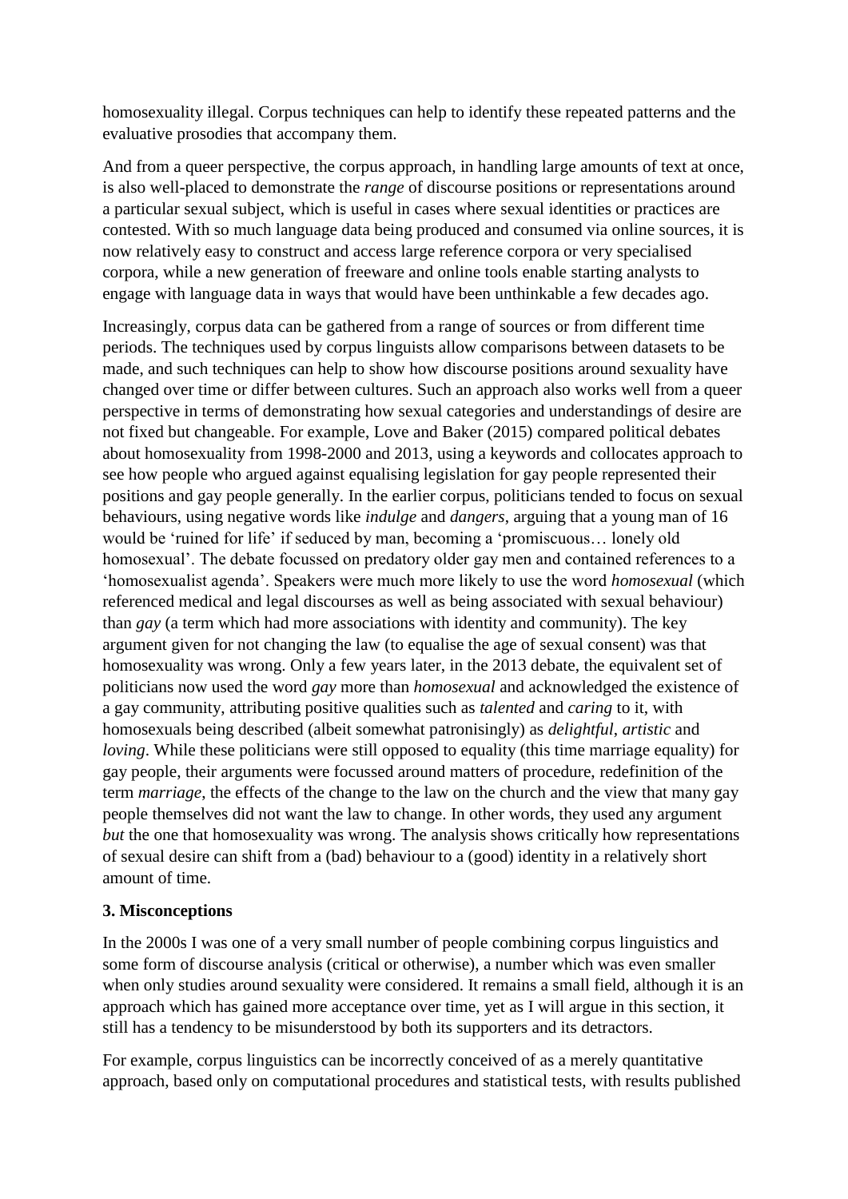homosexuality illegal. Corpus techniques can help to identify these repeated patterns and the evaluative prosodies that accompany them.

And from a queer perspective, the corpus approach, in handling large amounts of text at once, is also well-placed to demonstrate the *range* of discourse positions or representations around a particular sexual subject, which is useful in cases where sexual identities or practices are contested. With so much language data being produced and consumed via online sources, it is now relatively easy to construct and access large reference corpora or very specialised corpora, while a new generation of freeware and online tools enable starting analysts to engage with language data in ways that would have been unthinkable a few decades ago.

Increasingly, corpus data can be gathered from a range of sources or from different time periods. The techniques used by corpus linguists allow comparisons between datasets to be made, and such techniques can help to show how discourse positions around sexuality have changed over time or differ between cultures. Such an approach also works well from a queer perspective in terms of demonstrating how sexual categories and understandings of desire are not fixed but changeable. For example, Love and Baker (2015) compared political debates about homosexuality from 1998-2000 and 2013, using a keywords and collocates approach to see how people who argued against equalising legislation for gay people represented their positions and gay people generally. In the earlier corpus, politicians tended to focus on sexual behaviours, using negative words like *indulge* and *dangers*, arguing that a young man of 16 would be 'ruined for life' if seduced by man, becoming a 'promiscuous… lonely old homosexual'. The debate focussed on predatory older gay men and contained references to a 'homosexualist agenda'. Speakers were much more likely to use the word *homosexual* (which referenced medical and legal discourses as well as being associated with sexual behaviour) than *gay* (a term which had more associations with identity and community). The key argument given for not changing the law (to equalise the age of sexual consent) was that homosexuality was wrong. Only a few years later, in the 2013 debate, the equivalent set of politicians now used the word *gay* more than *homosexual* and acknowledged the existence of a gay community, attributing positive qualities such as *talented* and *caring* to it, with homosexuals being described (albeit somewhat patronisingly) as *delightful, artistic* and *loving*. While these politicians were still opposed to equality (this time marriage equality) for gay people, their arguments were focussed around matters of procedure, redefinition of the term *marriage*, the effects of the change to the law on the church and the view that many gay people themselves did not want the law to change. In other words, they used any argument *but* the one that homosexuality was wrong. The analysis shows critically how representations of sexual desire can shift from a (bad) behaviour to a (good) identity in a relatively short amount of time.

### 3. Misconceptions

In the 2000s I was one of a very small number of people combining corpus linguistics and some form of discourse analysis (critical or otherwise), a number which was even smaller when only studies around sexuality were considered. It remains a small field, although it is an approach which has gained more acceptance over time, yet as I will argue in this section, it still has a tendency to be misunderstood by both its supporters and its detractors.

For example, corpus linguistics can be incorrectly conceived of as a merely quantitative approach, based only on computational procedures and statistical tests, with results published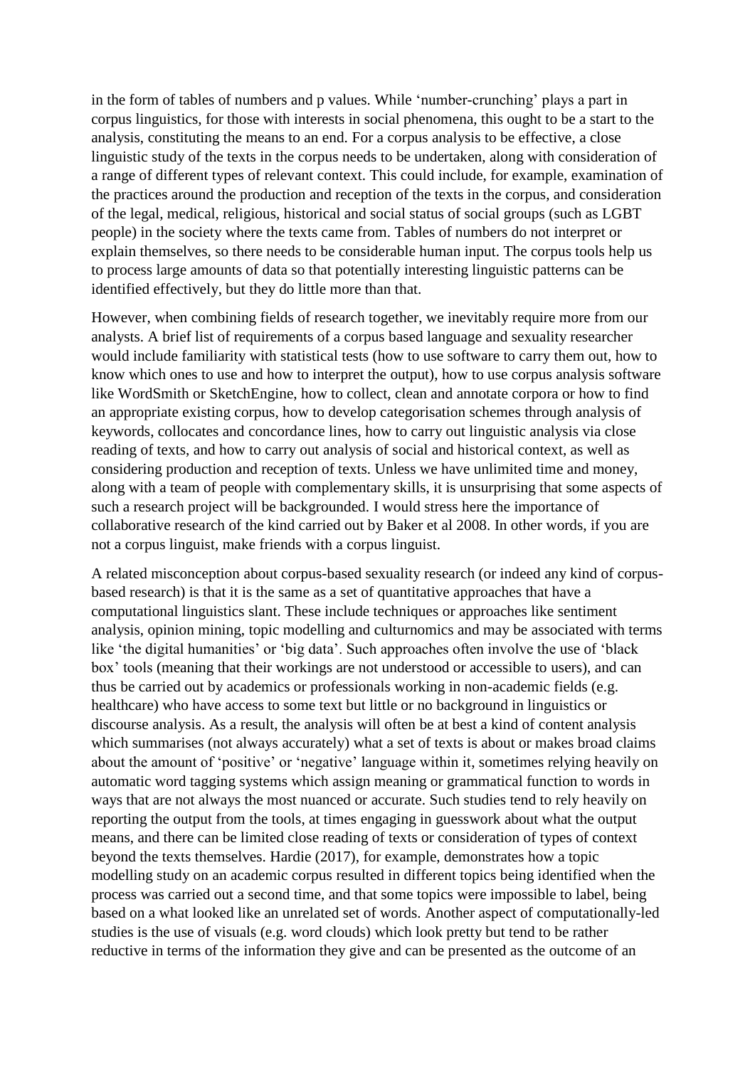in the form of tables of numbers and p values. While 'number-crunching' plays a part in corpus linguistics, for those with interests in social phenomena, this ought to be a start to the analysis, constituting the means to an end. For a corpus analysis to be effective, a close linguistic study of the texts in the corpus needs to be undertaken, along with consideration of a range of different types of relevant context. This could include, for example, examination of the practices around the production and reception of the texts in the corpus, and consideration of the legal, medical, religious, historical and social status of social groups (such as LGBT people) in the society where the texts came from. Tables of numbers do not interpret or explain themselves, so there needs to be considerable human input. The corpus tools help us to process large amounts of data so that potentially interesting linguistic patterns can be identified effectively, but they do little more than that.

However, when combining fields of research together, we inevitably require more from our analysts. A brief list of requirements of a corpus based language and sexuality researcher would include familiarity with statistical tests (how to use software to carry them out, how to know which ones to use and how to interpret the output), how to use corpus analysis software like WordSmith or SketchEngine, how to collect, clean and annotate corpora or how to find an appropriate existing corpus, how to develop categorisation schemes through analysis of keywords, collocates and concordance lines, how to carry out linguistic analysis via close reading of texts, and how to carry out analysis of social and historical context, as well as considering production and reception of texts. Unless we have unlimited time and money, along with a team of people with complementary skills, it is unsurprising that some aspects of such a research project will be backgrounded. I would stress here the importance of collaborative research of the kind carried out by Baker et al 2008. In other words, if you are not a corpus linguist, make friends with a corpus linguist.

A related misconception about corpus-based sexuality research (or indeed any kind of corpus-based research) is that it is the same as a set of quantitative approaches that have a computational linguistics slant. These include techniques or approaches like sentiment analysis, opinion mining, topic modelling and culturnomics and may be associated with terms like 'the digital humanities' or 'big data'. Such approaches often involve the use of 'black box' tools (meaning that their workings are not understood or accessible to users), and can thus be carried out by academics or professionals working in non-academic fields (e.g. healthcare) who have access to some text but little or no background in linguistics or discourse analysis. As a result, the analysis will often be at best a kind of content analysis which summarises (not always accurately) what a set of texts is about or makes broad claims about the amount of 'positive' or 'negative' language within it, sometimes relying heavily on automatic word tagging systems which assign meaning or grammatical function to words in ways that are not always the most nuanced or accurate. Such studies tend to rely heavily on reporting the output from the tools, at times engaging in guesswork about what the output means, and there can be limited close reading of texts or consideration of types of context beyond the texts themselves. Hardie (2017), for example, demonstrates how a topic modelling study on an academic corpus resulted in different topics being identified when the process was carried out a second time, and that some topics were impossible to label, being based on a what looked like an unrelated set of words. Another aspect of computationally-led studies is the use of visuals (e.g. word clouds) which look pretty but tend to be rather reductive in terms of the information they give and can be presented as the outcome of an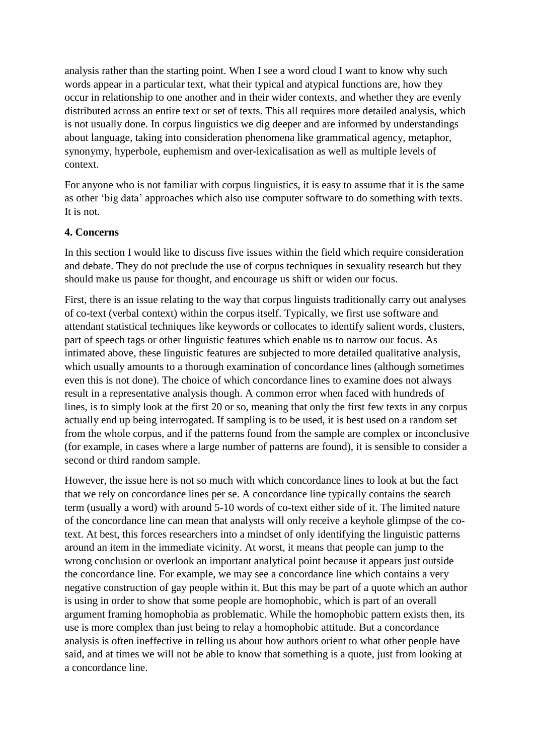analysis rather than the starting point. When I see a word cloud I want to know why such words appear in a particular text, what their typical and atypical functions are, how they occur in relationship to one another and in their wider contexts, and whether they are evenly distributed across an entire text or set of texts. This all requires more detailed analysis, which is not usually done. In corpus linguistics we dig deeper and are informed by understandings about language, taking into consideration phenomena like grammatical agency, metaphor, synonymy, hyperbole, euphemism and over-lexicalisation as well as multiple levels of context.

For anyone who is not familiar with corpus linguistics, it is easy to assume that it is the same as other 'big data' approaches which also use computer software to do something with texts. It is not.

**4. Concerns**

In this section I would like to discuss five issues within the field which require consideration and debate. They do not preclude the use of corpus techniques in sexuality research but they should make us pause for thought, and encourage us shift or widen our focus.

First, there is an issue relating to the way that corpus linguists traditionally carry out analyses of co-text (verbal context) within the corpus itself. Typically, we first use software and attendant statistical techniques like keywords or collocates to identify salient words, clusters, part of speech tags or other linguistic features which enable us to narrow our focus. As intimated above, these linguistic features are subjected to more detailed qualitative analysis, which usually amounts to a thorough examination of concordance lines (although sometimes even this is not done). The choice of which concordance lines to examine does not always result in a representative analysis though. A common error when faced with hundreds of lines, is to simply look at the first 20 or so, meaning that only the first few texts in any corpus actually end up being interrogated. If sampling is to be used, it is best used on a random set from the whole corpus, and if the patterns found from the sample are complex or inconclusive (for example, in cases where a large number of patterns are found), it is sensible to consider a second or third random sample.

However, the issue here is not so much with which concordance lines to look at but the fact that we rely on concordance lines per se. A concordance line typically contains the search term (usually a word) with around 5-10 words of co-text either side of it. The limited nature of the concordance line can mean that analysts will only receive a keyhole glimpse of the co-text. At best, this forces researchers into a mindset of only identifying the linguistic patterns around an item in the immediate vicinity. At worst, it means that people can jump to the wrong conclusion or overlook an important analytical point because it appears just outside the concordance line. For example, we may see a concordance line which contains a very negative construction of gay people within it. But this may be part of a quote which an author is using in order to show that some people are homophobic, which is part of an overall argument framing homophobia as problematic. While the homophobic pattern exists then, its use is more complex than just being to relay a homophobic attitude. But a concordance analysis is often ineffective in telling us about how authors orient to what other people have said, and at times we will not be able to know that something is a quote, just from looking at a concordance line.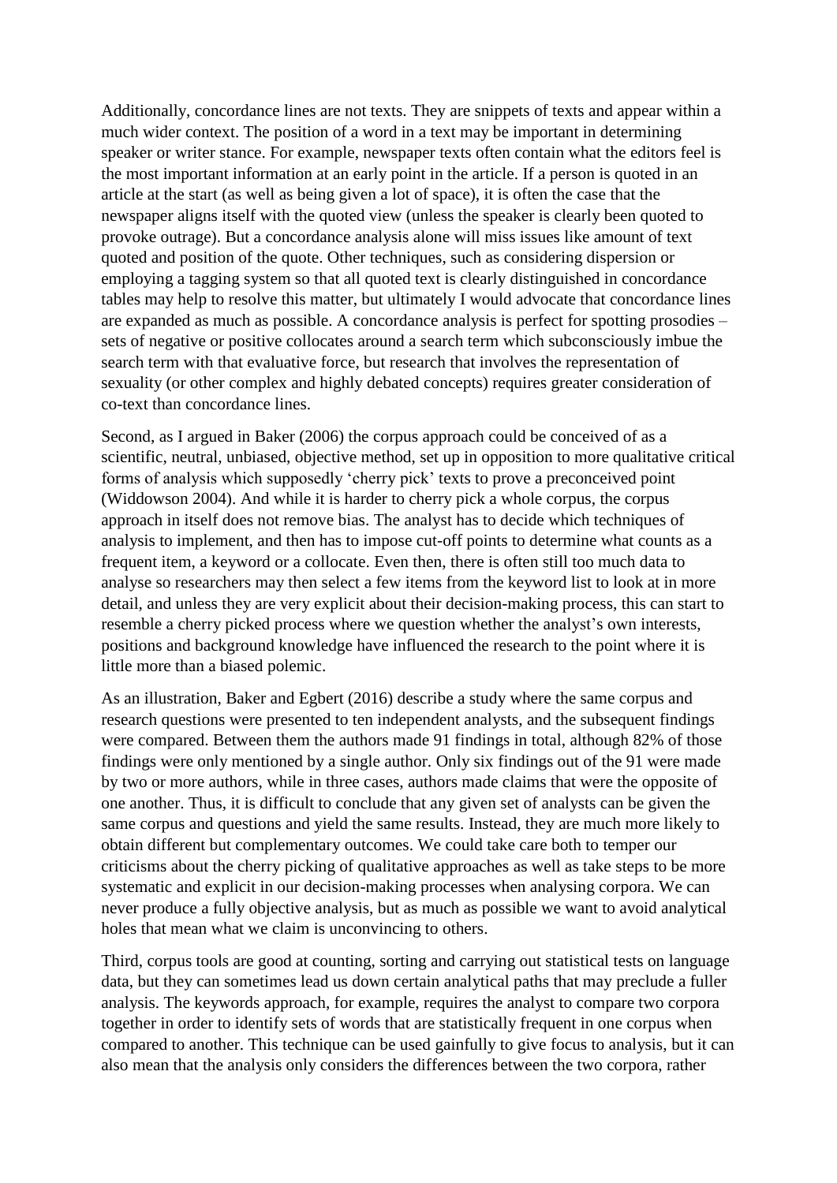Additionally, concordance lines are not texts. They are snippets of texts and appear within a much wider context. The position of a word in a text may be important in determining speaker or writer stance. For example, newspaper texts often contain what the editors feel is the most important information at an early point in the article. If a person is quoted in an article at the start (as well as being given a lot of space), it is often the case that the newspaper aligns itself with the quoted view (unless the speaker is clearly been quoted to provoke outrage). But a concordance analysis alone will miss issues like amount of text quoted and position of the quote. Other techniques, such as considering dispersion or employing a tagging system so that all quoted text is clearly distinguished in concordance tables may help to resolve this matter, but ultimately I would advocate that concordance lines are expanded as much as possible. A concordance analysis is perfect for spotting prosodies – sets of negative or positive collocates around a search term which subconsciously imbue the search term with that evaluative force, but research that involves the representation of sexuality (or other complex and highly debated concepts) requires greater consideration of co-text than concordance lines.

Second, as I argued in Baker (2006) the corpus approach could be conceived of as a scientific, neutral, unbiased, objective method, set up in opposition to more qualitative critical forms of analysis which supposedly 'cherry pick' texts to prove a preconceived point (Widdowson 2004). And while it is harder to cherry pick a whole corpus, the corpus approach in itself does not remove bias. The analyst has to decide which techniques of analysis to implement, and then has to impose cut-off points to determine what counts as a frequent item, a keyword or a collocate. Even then, there is often still too much data to analyse so researchers may then select a few items from the keyword list to look at in more detail, and unless they are very explicit about their decision-making process, this can start to resemble a cherry picked process where we question whether the analyst's own interests, positions and background knowledge have influenced the research to the point where it is little more than a biased polemic.

As an illustration, Baker and Egbert (2016) describe a study where the same corpus and research questions were presented to ten independent analysts, and the subsequent findings were compared. Between them the authors made 91 findings in total, although 82% of those findings were only mentioned by a single author. Only six findings out of the 91 were made by two or more authors, while in three cases, authors made claims that were the opposite of one another. Thus, it is difficult to conclude that any given set of analysts can be given the same corpus and questions and yield the same results. Instead, they are much more likely to obtain different but complementary outcomes. We could take care both to temper our criticisms about the cherry picking of qualitative approaches as well as take steps to be more systematic and explicit in our decision-making processes when analysing corpora. We can never produce a fully objective analysis, but as much as possible we want to avoid analytical holes that mean what we claim is unconvincing to others.

Third, corpus tools are good at counting, sorting and carrying out statistical tests on language data, but they can sometimes lead us down certain analytical paths that may preclude a fuller analysis. The keywords approach, for example, requires the analyst to compare two corpora together in order to identify sets of words that are statistically frequent in one corpus when compared to another. This technique can be used gainfully to give focus to analysis, but it can also mean that the analysis only considers the differences between the two corpora, rather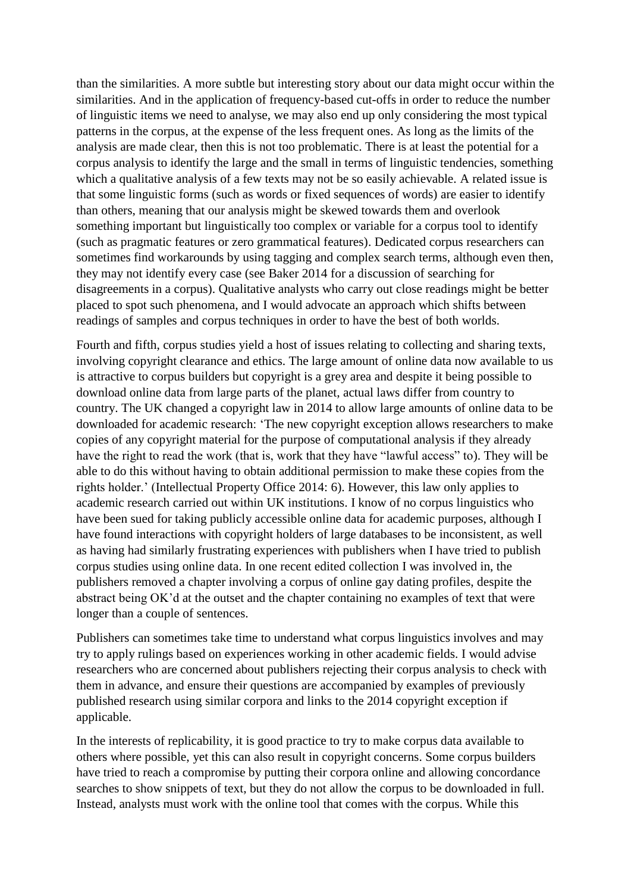than the similarities. A more subtle but interesting story about our data might occur within the similarities. And in the application of frequency-based cut-offs in order to reduce the number of linguistic items we need to analyse, we may also end up only considering the most typical patterns in the corpus, at the expense of the less frequent ones. As long as the limits of the analysis are made clear, then this is not too problematic. There is at least the potential for a corpus analysis to identify the large and the small in terms of linguistic tendencies, something which a qualitative analysis of a few texts may not be so easily achievable. A related issue is that some linguistic forms (such as words or fixed sequences of words) are easier to identify than others, meaning that our analysis might be skewed towards them and overlook something important but linguistically too complex or variable for a corpus tool to identify (such as pragmatic features or zero grammatical features). Dedicated corpus researchers can sometimes find workarounds by using tagging and complex search terms, although even then, they may not identify every case (see Baker 2014 for a discussion of searching for disagreements in a corpus). Qualitative analysts who carry out close readings might be better placed to spot such phenomena, and I would advocate an approach which shifts between readings of samples and corpus techniques in order to have the best of both worlds.

Fourth and fifth, corpus studies yield a host of issues relating to collecting and sharing texts, involving copyright clearance and ethics. The large amount of online data now available to us is attractive to corpus builders but copyright is a grey area and despite it being possible to download online data from large parts of the planet, actual laws differ from country to country. The UK changed a copyright law in 2014 to allow large amounts of online data to be downloaded for academic research: 'The new copyright exception allows researchers to make copies of any copyright material for the purpose of computational analysis if they already have the right to read the work (that is, work that they have "lawful access" to). They will be able to do this without having to obtain additional permission to make these copies from the rights holder.' (Intellectual Property Office 2014: 6). However, this law only applies to academic research carried out within UK institutions. I know of no corpus linguistics who have been sued for taking publicly accessible online data for academic purposes, although I have found interactions with copyright holders of large databases to be inconsistent, as well as having had similarly frustrating experiences with publishers when I have tried to publish corpus studies using online data. In one recent edited collection I was involved in, the publishers removed a chapter involving a corpus of online gay dating profiles, despite the abstract being OK'd at the outset and the chapter containing no examples of text that were longer than a couple of sentences.

Publishers can sometimes take time to understand what corpus linguistics involves and may try to apply rulings based on experiences working in other academic fields. I would advise researchers who are concerned about publishers rejecting their corpus analysis to check with them in advance, and ensure their questions are accompanied by examples of previously published research using similar corpora and links to the 2014 copyright exception if applicable.

In the interests of replicability, it is good practice to try to make corpus data available to others where possible, yet this can also result in copyright concerns. Some corpus builders have tried to reach a compromise by putting their corpora online and allowing concordance searches to show snippets of text, but they do not allow the corpus to be downloaded in full. Instead, analysts must work with the online tool that comes with the corpus. While this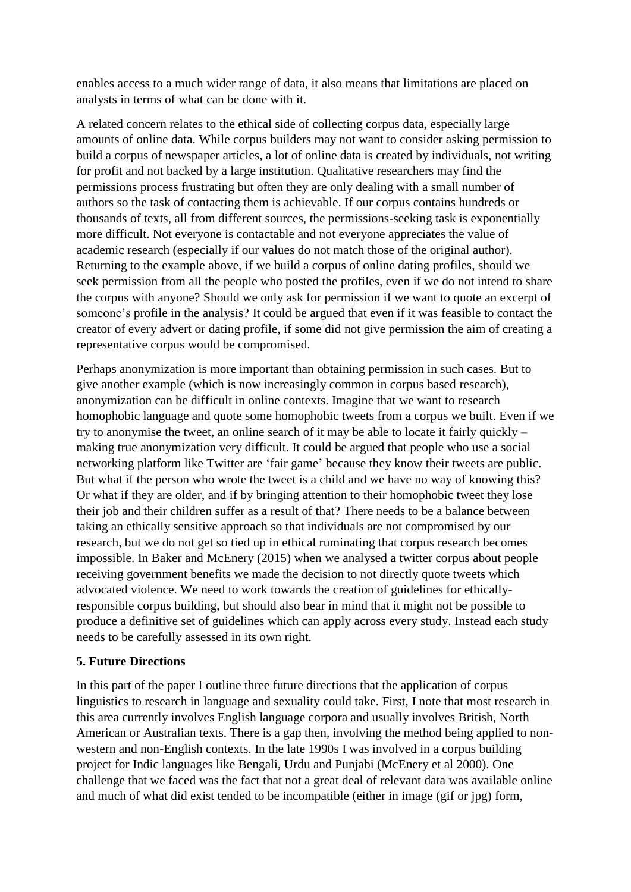enables access to a much wider range of data, it also means that limitations are placed on analysts in terms of what can be done with it.

A related concern relates to the ethical side of collecting corpus data, especially large amounts of online data. While corpus builders may not want to consider asking permission to build a corpus of newspaper articles, a lot of online data is created by individuals, not writing for profit and not backed by a large institution. Qualitative researchers may find the permissions process frustrating but often they are only dealing with a small number of authors so the task of contacting them is achievable. If our corpus contains hundreds or thousands of texts, all from different sources, the permissions-seeking task is exponentially more difficult. Not everyone is contactable and not everyone appreciates the value of academic research (especially if our values do not match those of the original author). Returning to the example above, if we build a corpus of online dating profiles, should we seek permission from all the people who posted the profiles, even if we do not intend to share the corpus with anyone? Should we only ask for permission if we want to quote an excerpt of someone's profile in the analysis? It could be argued that even if it was feasible to contact the creator of every advert or dating profile, if some did not give permission the aim of creating a representative corpus would be compromised.

Perhaps anonymization is more important than obtaining permission in such cases. But to give another example (which is now increasingly common in corpus based research), anonymization can be difficult in online contexts. Imagine that we want to research homophobic language and quote some homophobic tweets from a corpus we built. Even if we try to anonymise the tweet, an online search of it may be able to locate it fairly quickly – making true anonymization very difficult. It could be argued that people who use a social networking platform like Twitter are 'fair game' because they know their tweets are public. But what if the person who wrote the tweet is a child and we have no way of knowing this? Or what if they are older, and if by bringing attention to their homophobic tweet they lose their job and their children suffer as a result of that? There needs to be a balance between taking an ethically sensitive approach so that individuals are not compromised by our research, but we do not get so tied up in ethical ruminating that corpus research becomes impossible. In Baker and McEnery (2015) when we analysed a twitter corpus about people receiving government benefits we made the decision to not directly quote tweets which advocated violence. We need to work towards the creation of guidelines for ethically-responsible corpus building, but should also bear in mind that it might not be possible to produce a definitive set of guidelines which can apply across every study. Instead each study needs to be carefully assessed in its own right.

## 5. Future Directions

In this part of the paper I outline three future directions that the application of corpus linguistics to research in language and sexuality could take. First, I note that most research in this area currently involves English language corpora and usually involves British, North American or Australian texts. There is a gap then, involving the method being applied to non-western and non-English contexts. In the late 1990s I was involved in a corpus building project for Indic languages like Bengali, Urdu and Punjabi (McEnery et al 2000). One challenge that we faced was the fact that not a great deal of relevant data was available online and much of what did exist tended to be incompatible (either in image (gif or jpg) form,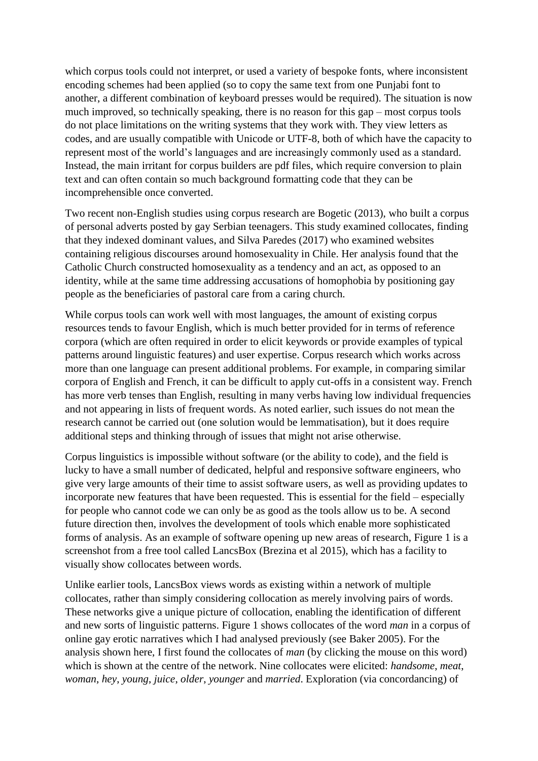which corpus tools could not interpret, or used a variety of bespoke fonts, where inconsistent encoding schemes had been applied (so to copy the same text from one Punjabi font to another, a different combination of keyboard presses would be required). The situation is now much improved, so technically speaking, there is no reason for this gap – most corpus tools do not place limitations on the writing systems that they work with. They view letters as codes, and are usually compatible with Unicode or UTF-8, both of which have the capacity to represent most of the world's languages and are increasingly commonly used as a standard. Instead, the main irritant for corpus builders are pdf files, which require conversion to plain text and can often contain so much background formatting code that they can be incomprehensible once converted.

Two recent non-English studies using corpus research are Bogetic (2013), who built a corpus of personal adverts posted by gay Serbian teenagers. This study examined collocates, finding that they indexed dominant values, and Silva Paredes (2017) who examined websites containing religious discourses around homosexuality in Chile. Her analysis found that the Catholic Church constructed homosexuality as a tendency and an act, as opposed to an identity, while at the same time addressing accusations of homophobia by positioning gay people as the beneficiaries of pastoral care from a caring church.

While corpus tools can work well with most languages, the amount of existing corpus resources tends to favour English, which is much better provided for in terms of reference corpora (which are often required in order to elicit keywords or provide examples of typical patterns around linguistic features) and user expertise. Corpus research which works across more than one language can present additional problems. For example, in comparing similar corpora of English and French, it can be difficult to apply cut-offs in a consistent way. French has more verb tenses than English, resulting in many verbs having low individual frequencies and not appearing in lists of frequent words. As noted earlier, such issues do not mean the research cannot be carried out (one solution would be lemmatisation), but it does require additional steps and thinking through of issues that might not arise otherwise.

Corpus linguistics is impossible without software (or the ability to code), and the field is lucky to have a small number of dedicated, helpful and responsive software engineers, who give very large amounts of their time to assist software users, as well as providing updates to incorporate new features that have been requested. This is essential for the field – especially for people who cannot code we can only be as good as the tools allow us to be. A second future direction then, involves the development of tools which enable more sophisticated forms of analysis. As an example of software opening up new areas of research, Figure 1 is a screenshot from a free tool called LancsBox (Brezina et al 2015), which has a facility to visually show collocates between words.

Unlike earlier tools, LancsBox views words as existing within a network of multiple collocates, rather than simply considering collocation as merely involving pairs of words. These networks give a unique picture of collocation, enabling the identification of different and new sorts of linguistic patterns. Figure 1 shows collocates of the word *man* in a corpus of online gay erotic narratives which I had analysed previously (see Baker 2005). For the analysis shown here, I first found the collocates of *man* (by clicking the mouse on this word) which is shown at the centre of the network. Nine collocates were elicited: *handsome*, *meat*, *woman*, *hey*, *young*, *juice*, *older*, *younger* and *married*. Exploration (via concordancing) of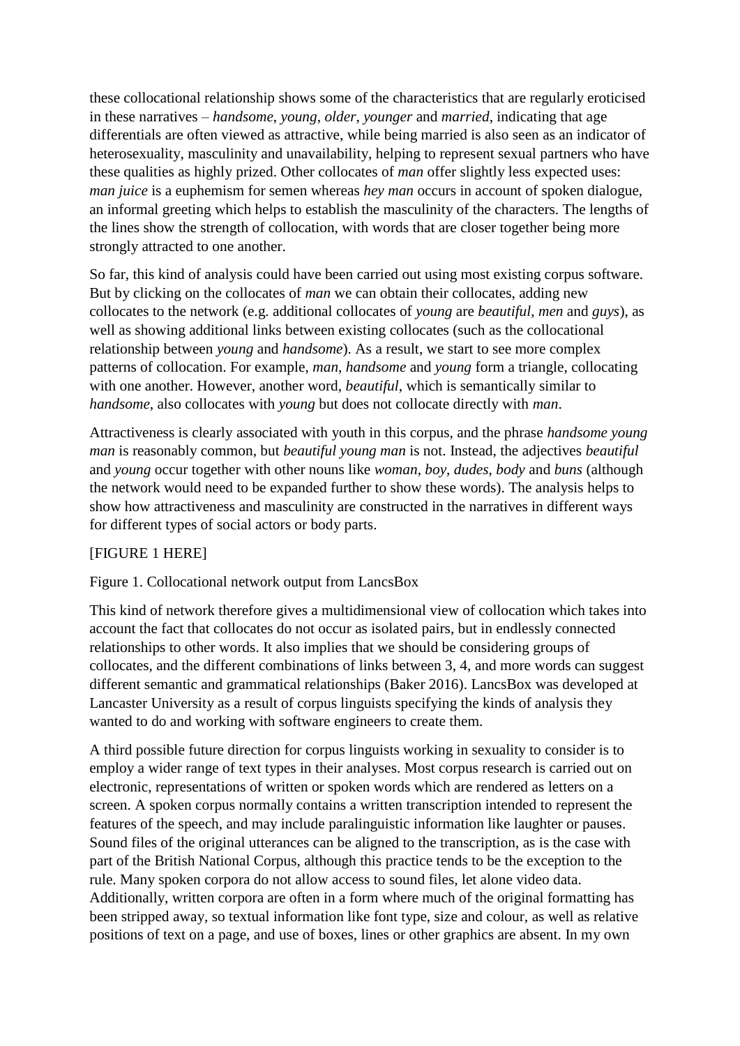these collocational relationship shows some of the characteristics that are regularly eroticised in these narratives – *handsome*, *young*, *older*, *younger* and *married*, indicating that age differentials are often viewed as attractive, while being married is also seen as an indicator of heterosexuality, masculinity and unavailability, helping to represent sexual partners who have these qualities as highly prized. Other collocates of *man* offer slightly less expected uses: *man juice* is a euphemism for semen whereas *hey man* occurs in account of spoken dialogue, an informal greeting which helps to establish the masculinity of the characters. The lengths of the lines show the strength of collocation, with words that are closer together being more strongly attracted to one another.

So far, this kind of analysis could have been carried out using most existing corpus software. But by clicking on the collocates of *man* we can obtain their collocates, adding new collocates to the network (e.g. additional collocates of *young* are *beautiful*, *men* and *guys*), as well as showing additional links between existing collocates (such as the collocational relationship between *young* and *handsome*). As a result, we start to see more complex patterns of collocation. For example, *man*, *handsome* and *young* form a triangle, collocating with one another. However, another word, *beautiful*, which is semantically similar to *handsome*, also collocates with *young* but does not collocate directly with *man*.

Attractiveness is clearly associated with youth in this corpus, and the phrase *handsome young man* is reasonably common, but *beautiful young man* is not. Instead, the adjectives *beautiful* and *young* occur together with other nouns like *woman*, *boy*, *dudes*, *body* and *buns* (although the network would need to be expanded further to show these words). The analysis helps to show how attractiveness and masculinity are constructed in the narratives in different ways for different types of social actors or body parts.

[FIGURE 1 HERE]

Figure 1. Collocational network output from LancsBox

This kind of network therefore gives a multidimensional view of collocation which takes into account the fact that collocates do not occur as isolated pairs, but in endlessly connected relationships to other words. It also implies that we should be considering groups of collocates, and the different combinations of links between 3, 4, and more words can suggest different semantic and grammatical relationships (Baker 2016). LancsBox was developed at Lancaster University as a result of corpus linguists specifying the kinds of analysis they wanted to do and working with software engineers to create them.

A third possible future direction for corpus linguists working in sexuality to consider is to employ a wider range of text types in their analyses. Most corpus research is carried out on electronic, representations of written or spoken words which are rendered as letters on a screen. A spoken corpus normally contains a written transcription intended to represent the features of the speech, and may include paralinguistic information like laughter or pauses. Sound files of the original utterances can be aligned to the transcription, as is the case with part of the British National Corpus, although this practice tends to be the exception to the rule. Many spoken corpora do not allow access to sound files, let alone video data. Additionally, written corpora are often in a form where much of the original formatting has been stripped away, so textual information like font type, size and colour, as well as relative positions of text on a page, and use of boxes, lines or other graphics are absent. In my own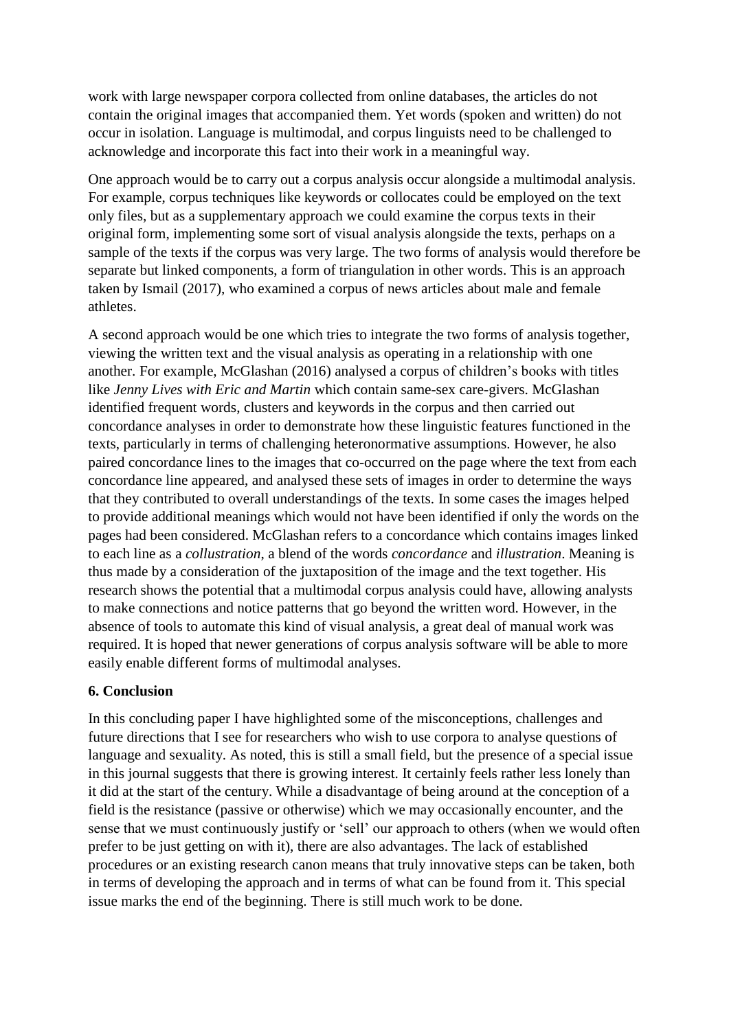work with large newspaper corpora collected from online databases, the articles do not contain the original images that accompanied them. Yet words (spoken and written) do not occur in isolation. Language is multimodal, and corpus linguists need to be challenged to acknowledge and incorporate this fact into their work in a meaningful way.

One approach would be to carry out a corpus analysis occur alongside a multimodal analysis. For example, corpus techniques like keywords or collocates could be employed on the text only files, but as a supplementary approach we could examine the corpus texts in their original form, implementing some sort of visual analysis alongside the texts, perhaps on a sample of the texts if the corpus was very large. The two forms of analysis would therefore be separate but linked components, a form of triangulation in other words. This is an approach taken by Ismail (2017), who examined a corpus of news articles about male and female athletes.

A second approach would be one which tries to integrate the two forms of analysis together, viewing the written text and the visual analysis as operating in a relationship with one another. For example, McGlashan (2016) analysed a corpus of children's books with titles like *Jenny Lives with Eric and Martin* which contain same-sex care-givers. McGlashan identified frequent words, clusters and keywords in the corpus and then carried out concordance analyses in order to demonstrate how these linguistic features functioned in the texts, particularly in terms of challenging heteronormative assumptions. However, he also paired concordance lines to the images that co-occurred on the page where the text from each concordance line appeared, and analysed these sets of images in order to determine the ways that they contributed to overall understandings of the texts. In some cases the images helped to provide additional meanings which would not have been identified if only the words on the pages had been considered. McGlashan refers to a concordance which contains images linked to each line as a *collustration*, a blend of the words *concordance* and *illustration*. Meaning is thus made by a consideration of the juxtaposition of the image and the text together. His research shows the potential that a multimodal corpus analysis could have, allowing analysts to make connections and notice patterns that go beyond the written word. However, in the absence of tools to automate this kind of visual analysis, a great deal of manual work was required. It is hoped that newer generations of corpus analysis software will be able to more easily enable different forms of multimodal analyses.

## 6. Conclusion

In this concluding paper I have highlighted some of the misconceptions, challenges and future directions that I see for researchers who wish to use corpora to analyse questions of language and sexuality. As noted, this is still a small field, but the presence of a special issue in this journal suggests that there is growing interest. It certainly feels rather less lonely than it did at the start of the century. While a disadvantage of being around at the conception of a field is the resistance (passive or otherwise) which we may occasionally encounter, and the sense that we must continuously justify or 'sell' our approach to others (when we would often prefer to be just getting on with it), there are also advantages. The lack of established procedures or an existing research canon means that truly innovative steps can be taken, both in terms of developing the approach and in terms of what can be found from it. This special issue marks the end of the beginning. There is still much work to be done.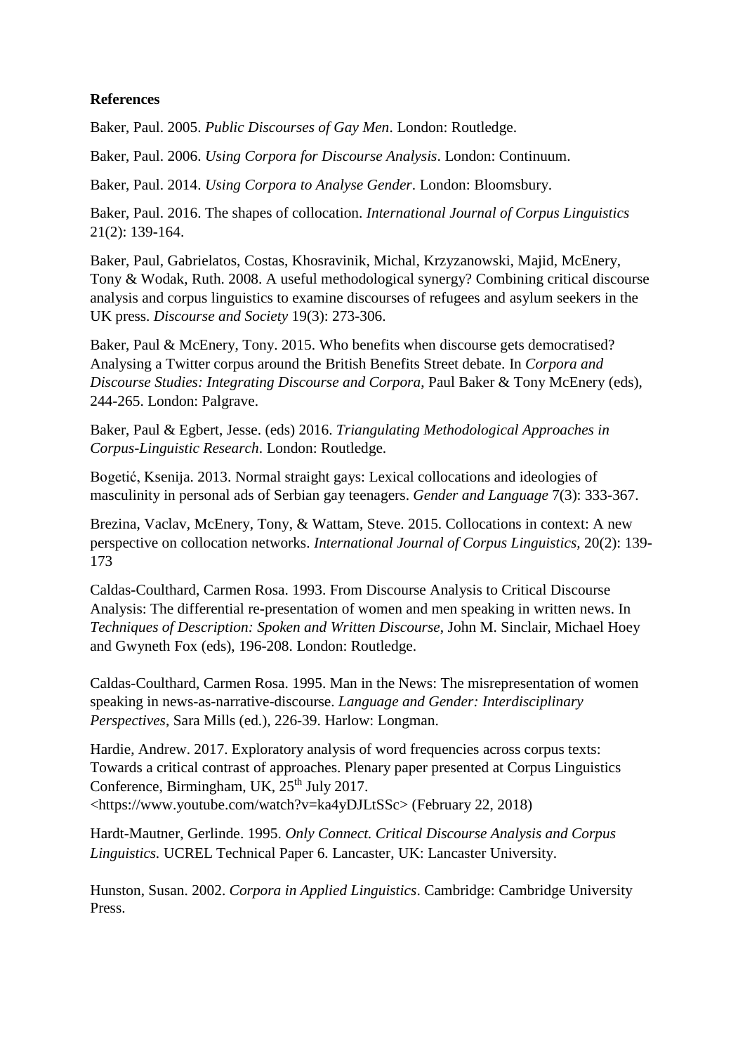**References**

Baker, Paul. 2005. *Public Discourses of Gay Men*. London: Routledge.

Baker, Paul. 2006. *Using Corpora for Discourse Analysis*. London: Continuum.

Baker, Paul. 2014. *Using Corpora to Analyse Gender*. London: Bloomsbury.

Baker, Paul. 2016. The shapes of collocation. *International Journal of Corpus Linguistics* 21(2): 139-164.

Baker, Paul, Gabrielatos, Costas, Khosravinik, Michal, Krzyzanowski, Majid, McEnery, Tony & Wodak, Ruth. 2008. A useful methodological synergy? Combining critical discourse analysis and corpus linguistics to examine discourses of refugees and asylum seekers in the UK press. *Discourse and Society* 19(3): 273-306.

Baker, Paul & McEnery, Tony. 2015. Who benefits when discourse gets democratised? Analysing a Twitter corpus around the British Benefits Street debate. In *Corpora and Discourse Studies: Integrating Discourse and Corpora*, Paul Baker & Tony McEnery (eds), 244-265. London: Palgrave.

Baker, Paul & Egbert, Jesse. (eds) 2016. *Triangulating Methodological Approaches in Corpus-Linguistic Research*. London: Routledge.

Bogetić, Ksenija. 2013. Normal straight gays: Lexical collocations and ideologies of masculinity in personal ads of Serbian gay teenagers. *Gender and Language* 7(3): 333-367.

Brezina, Vaclav, McEnery, Tony, & Wattam, Steve. 2015. Collocations in context: A new perspective on collocation networks. *International Journal of Corpus Linguistics*, 20(2): 139-173

Caldas-Coulthard, Carmen Rosa. 1993. From Discourse Analysis to Critical Discourse Analysis: The differential re-presentation of women and men speaking in written news. In *Techniques of Description: Spoken and Written Discourse*, John M. Sinclair, Michael Hoey and Gwyneth Fox (eds), 196-208. London: Routledge.

Caldas-Coulthard, Carmen Rosa. 1995. Man in the News: The misrepresentation of women speaking in news-as-narrative-discourse. *Language and Gender: Interdisciplinary Perspectives*, Sara Mills (ed.), 226-39. Harlow: Longman.

Hardie, Andrew. 2017. Exploratory analysis of word frequencies across corpus texts: Towards a critical contrast of approaches. Plenary paper presented at Corpus Linguistics Conference, Birmingham, UK, 25th July 2017. <https://www.youtube.com/watch?v=ka4yDJLtSSc> (February 22, 2018)

Hardt-Mautner, Gerlinde. 1995. *Only Connect. Critical Discourse Analysis and Corpus Linguistics.* UCREL Technical Paper 6. Lancaster, UK: Lancaster University.

Hunston, Susan. 2002. *Corpora in Applied Linguistics*. Cambridge: Cambridge University Press.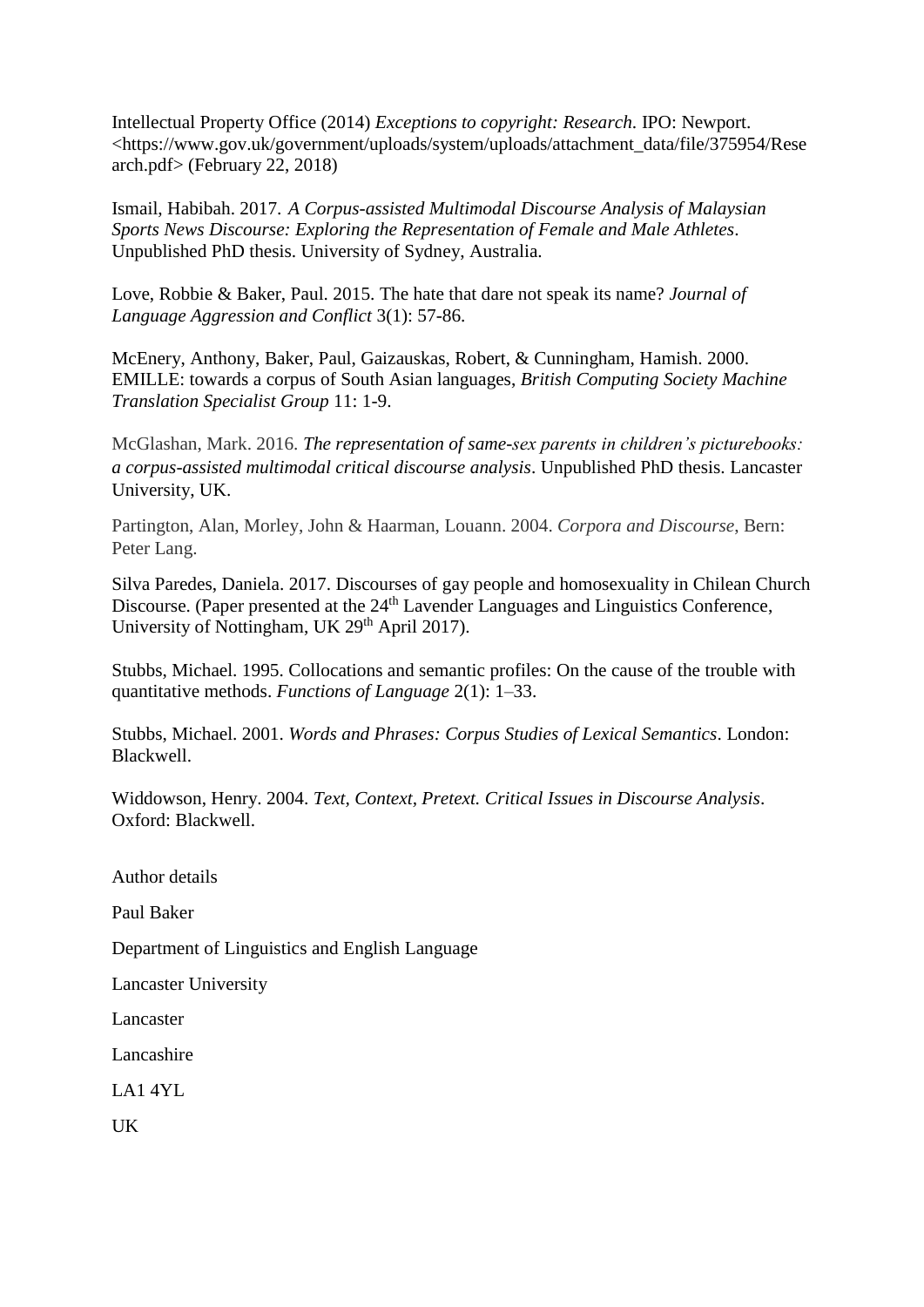Intellectual Property Office (2014) *Exceptions to copyright: Research.* IPO: Newport. <https://www.gov.uk/government/uploads/system/uploads/attachment_data/file/375954/Research.pdf> (February 22, 2018)

Ismail, Habibah. 2017. *A Corpus-assisted Multimodal Discourse Analysis of Malaysian Sports News Discourse: Exploring the Representation of Female and Male Athletes*. Unpublished PhD thesis. University of Sydney, Australia.

Love, Robbie & Baker, Paul. 2015. The hate that dare not speak its name? *Journal of Language Aggression and Conflict* 3(1): 57-86.

McEnery, Anthony, Baker, Paul, Gaizauskas, Robert, & Cunningham, Hamish. 2000. EMILLE: towards a corpus of South Asian languages, *British Computing Society Machine Translation Specialist Group* 11: 1-9.

McGlashan, Mark. 2016. *The representation of same-sex parents in children's picturebooks: a corpus-assisted multimodal critical discourse analysis*. Unpublished PhD thesis. Lancaster University, UK.

Partington, Alan, Morley, John & Haarman, Louann. 2004. *Corpora and Discourse*, Bern: Peter Lang.

Silva Paredes, Daniela. 2017. Discourses of gay people and homosexuality in Chilean Church Discourse. (Paper presented at the 24th Lavender Languages and Linguistics Conference, University of Nottingham, UK 29th April 2017).

Stubbs, Michael. 1995. Collocations and semantic profiles: On the cause of the trouble with quantitative methods. *Functions of Language* 2(1): 1–33.

Stubbs, Michael. 2001. *Words and Phrases: Corpus Studies of Lexical Semantics*. London: Blackwell.

Widdowson, Henry. 2004. *Text, Context, Pretext. Critical Issues in Discourse Analysis*. Oxford: Blackwell.

Author details

Paul Baker

Department of Linguistics and English Language

Lancaster University

Lancaster

Lancashire

LA1 4YL

UK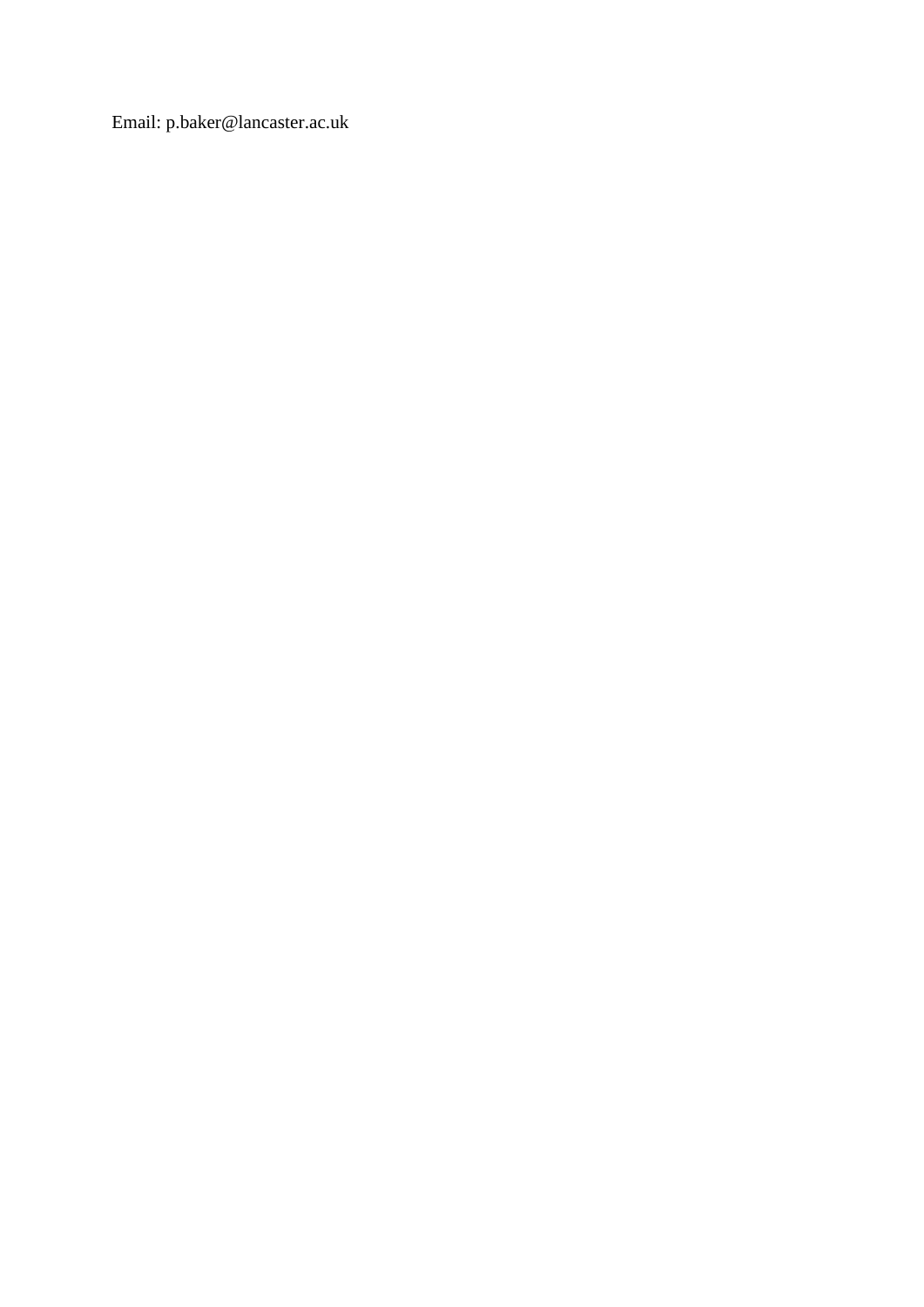Email: p.baker@lancaster.ac.uk